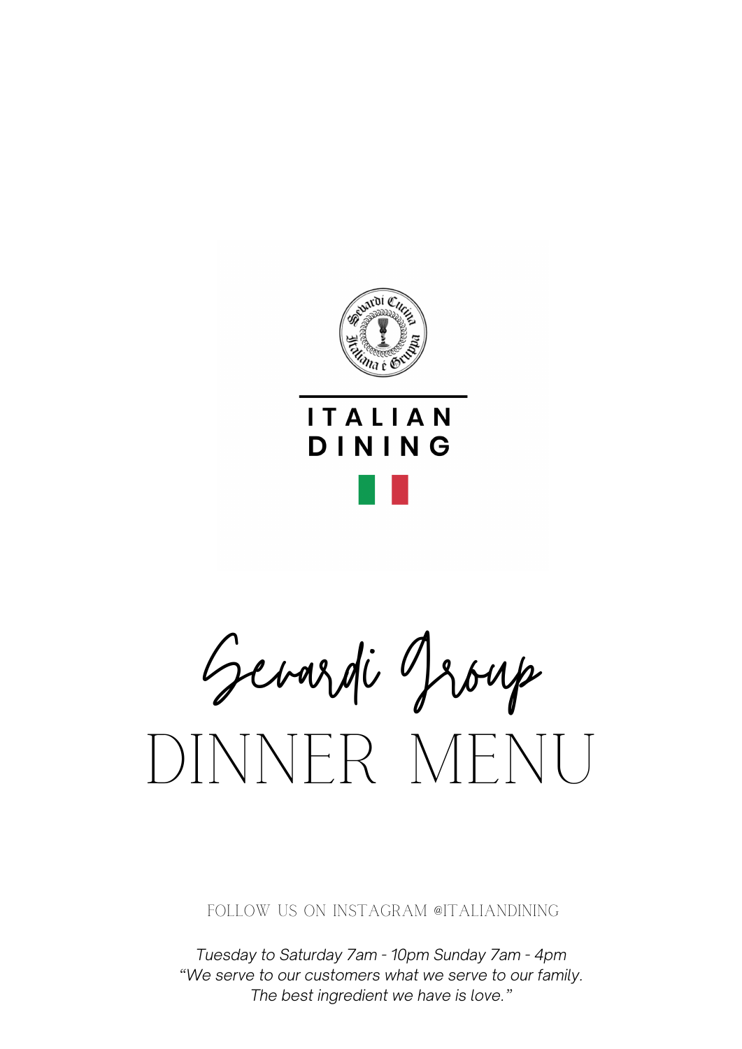Sevardi Cucina Italiana é Gruppa

# ITALIAN DINING

## Sevardi Group

# DINNER MENU

FOLLOW US ON INSTAGRAM @ITALIANDINING

*Tuesday to Saturday 7am - 10pm Sunday 7am - 4pm*
*"We serve to our customers what we serve to our family.*
*The best ingredient we have is love."*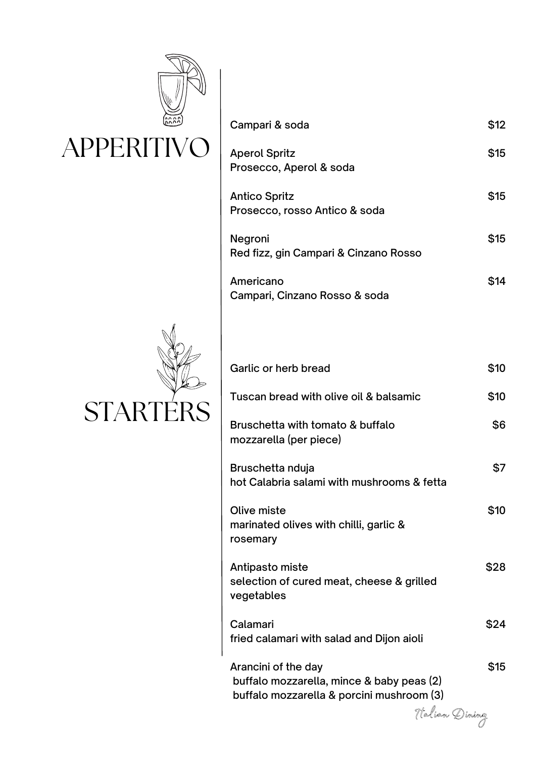## APPERITIVO

Campari & soda $12

Aperol Spritz $15
Prosecco, Aperol & soda

Antico Spritz $15
Prosecco, rosso Antico & soda

Negroni $15
Red fizz, gin Campari & Cinzano Rosso

Americano $14
Campari, Cinzano Rosso & soda

## STARTERS

Garlic or herb bread $10

Tuscan bread with olive oil & balsamic $10

Bruschetta with tomato & buffalo mozzarella (per piece) $6

Bruschetta nduja $7
hot Calabria salami with mushrooms & fetta

Olive miste $10
marinated olives with chilli, garlic & rosemary

Antipasto miste $28
selection of cured meat, cheese & grilled vegetables

Calamari $24
fried calamari with salad and Dijon aioli

Arancini of the day $15
buffalo mozzarella, mince & baby peas (2)
buffalo mozzarella & porcini mushroom (3)

*Italian Dining*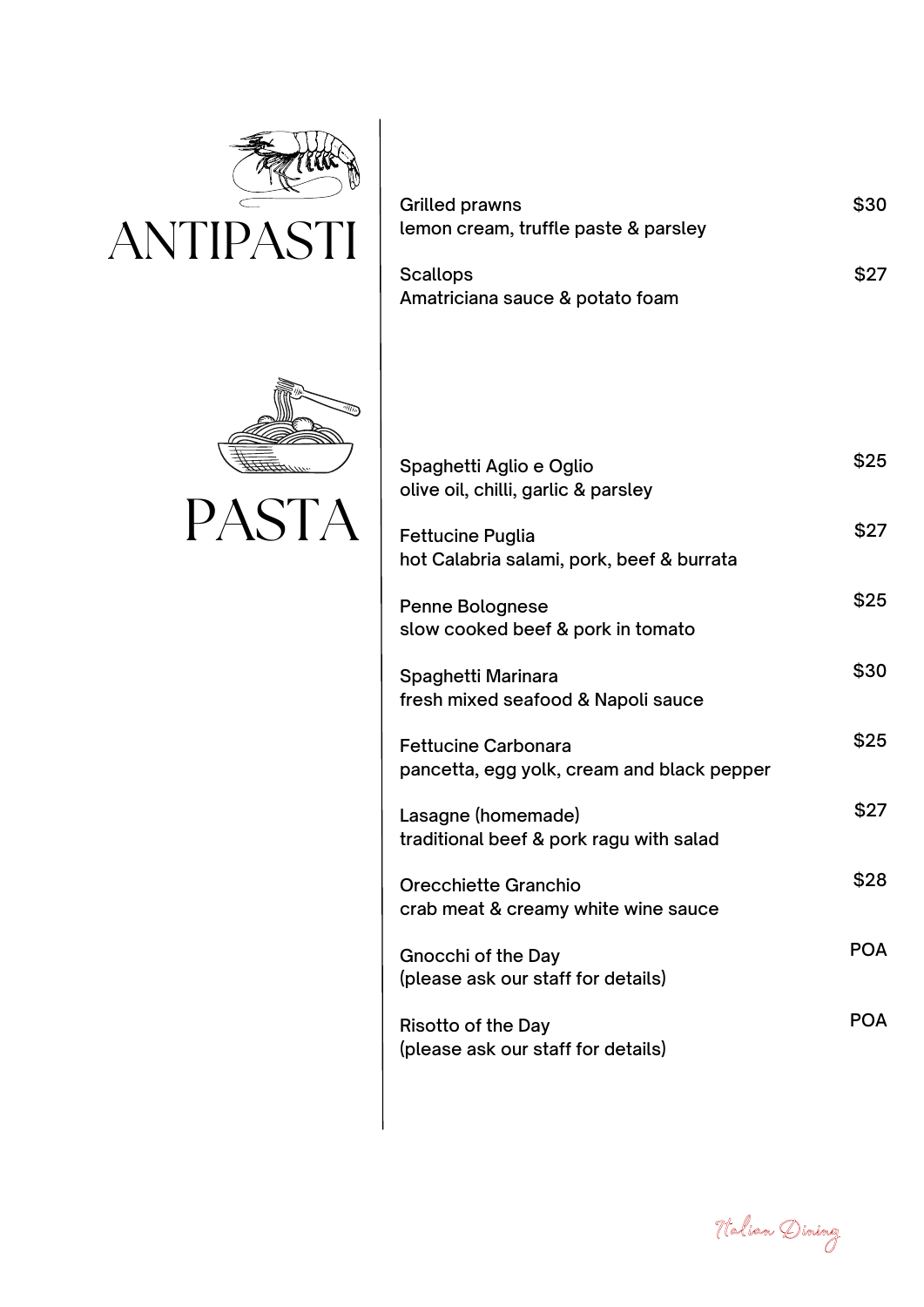# ANTIPASTI

Grilled prawns — $30
lemon cream, truffle paste & parsley

Scallops — $27
Amatriciana sauce & potato foam

# PASTA

Spaghetti Aglio e Oglio — $25
olive oil, chilli, garlic & parsley

Fettucine Puglia — $27
hot Calabria salami, pork, beef & burrata

Penne Bolognese — $25
slow cooked beef & pork in tomato

Spaghetti Marinara — $30
fresh mixed seafood & Napoli sauce

Fettucine Carbonara — $25
pancetta, egg yolk, cream and black pepper

Lasagne (homemade) — $27
traditional beef & pork ragu with salad

Orecchiette Granchio — $28
crab meat & creamy white wine sauce

Gnocchi of the Day — POA
(please ask our staff for details)

Risotto of the Day — POA
(please ask our staff for details)

*Italian Dining*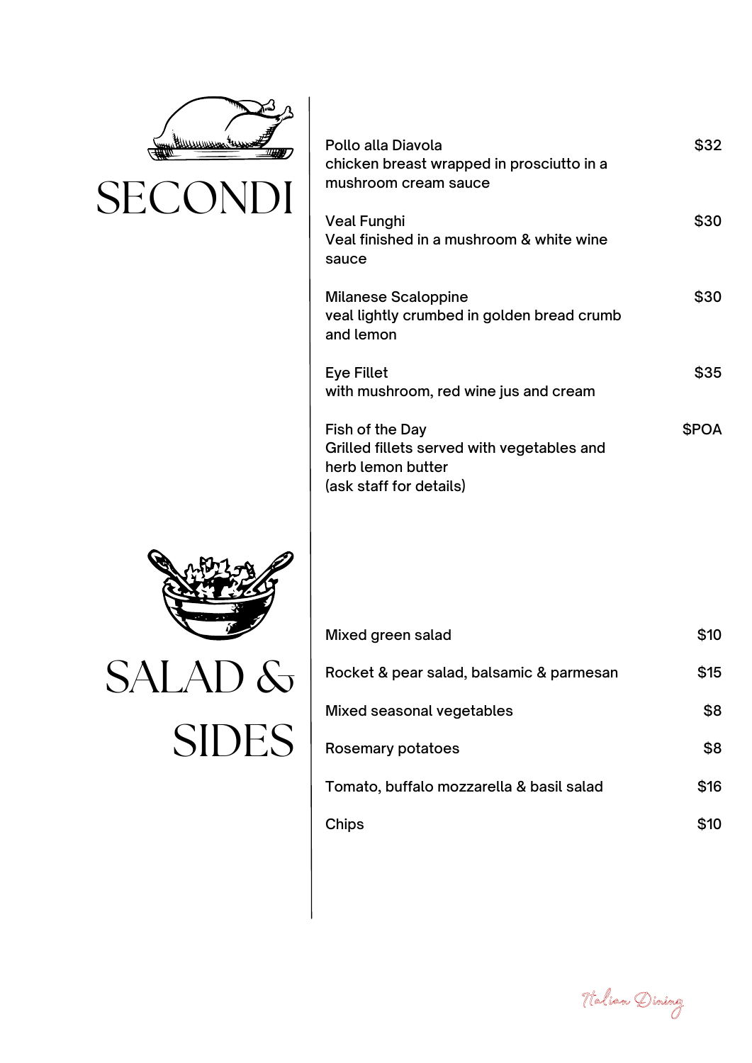# SECONDI

**Pollo alla Diavola** — $32
chicken breast wrapped in prosciutto in a mushroom cream sauce

**Veal Funghi** — $30
Veal finished in a mushroom & white wine sauce

**Milanese Scaloppine** — $30
veal lightly crumbed in golden bread crumb and lemon

**Eye Fillet** — $35
with mushroom, red wine jus and cream

**Fish of the Day** — $POA
Grilled fillets served with vegetables and herb lemon butter
(ask staff for details)

# SALAD & SIDES

| | |
|---|---|
| Mixed green salad | $10 |
| Rocket & pear salad, balsamic & parmesan | $15 |
| Mixed seasonal vegetables | $8 |
| Rosemary potatoes | $8 |
| Tomato, buffalo mozzarella & basil salad | $16 |
| Chips | $10 |

*Italian Dining*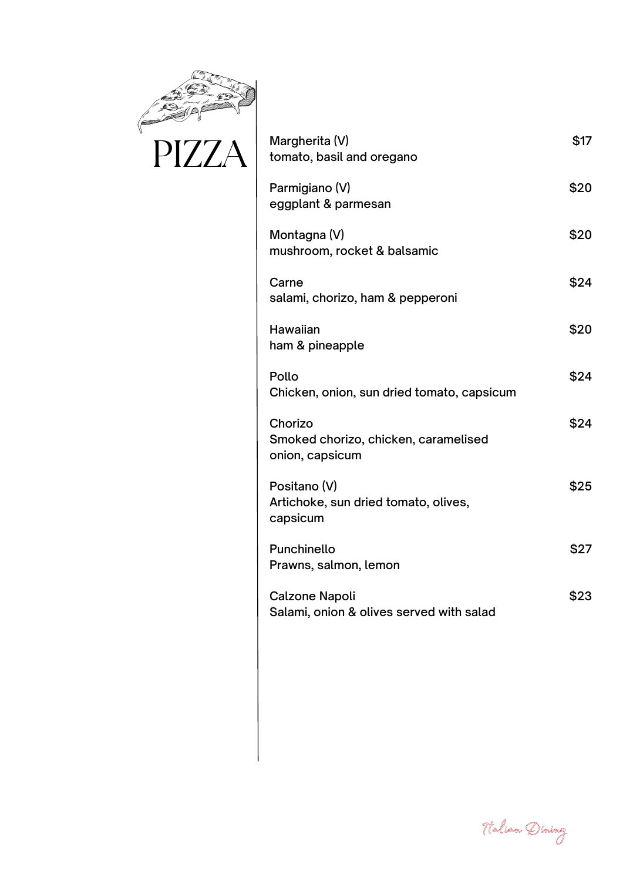# PIZZA

Margherita (V) — $17
tomato, basil and oregano

Parmigiano (V) — $20
eggplant & parmesan

Montagna (V) — $20
mushroom, rocket & balsamic

Carne — $24
salami, chorizo, ham & pepperoni

Hawaiian — $20
ham & pineapple

Pollo — $24
Chicken, onion, sun dried tomato, capsicum

Chorizo — $24
Smoked chorizo, chicken, caramelised onion, capsicum

Positano (V) — $25
Artichoke, sun dried tomato, olives, capsicum

Punchinello — $27
Prawns, salmon, lemon

Calzone Napoli — $23
Salami, onion & olives served with salad

*Italian Dining*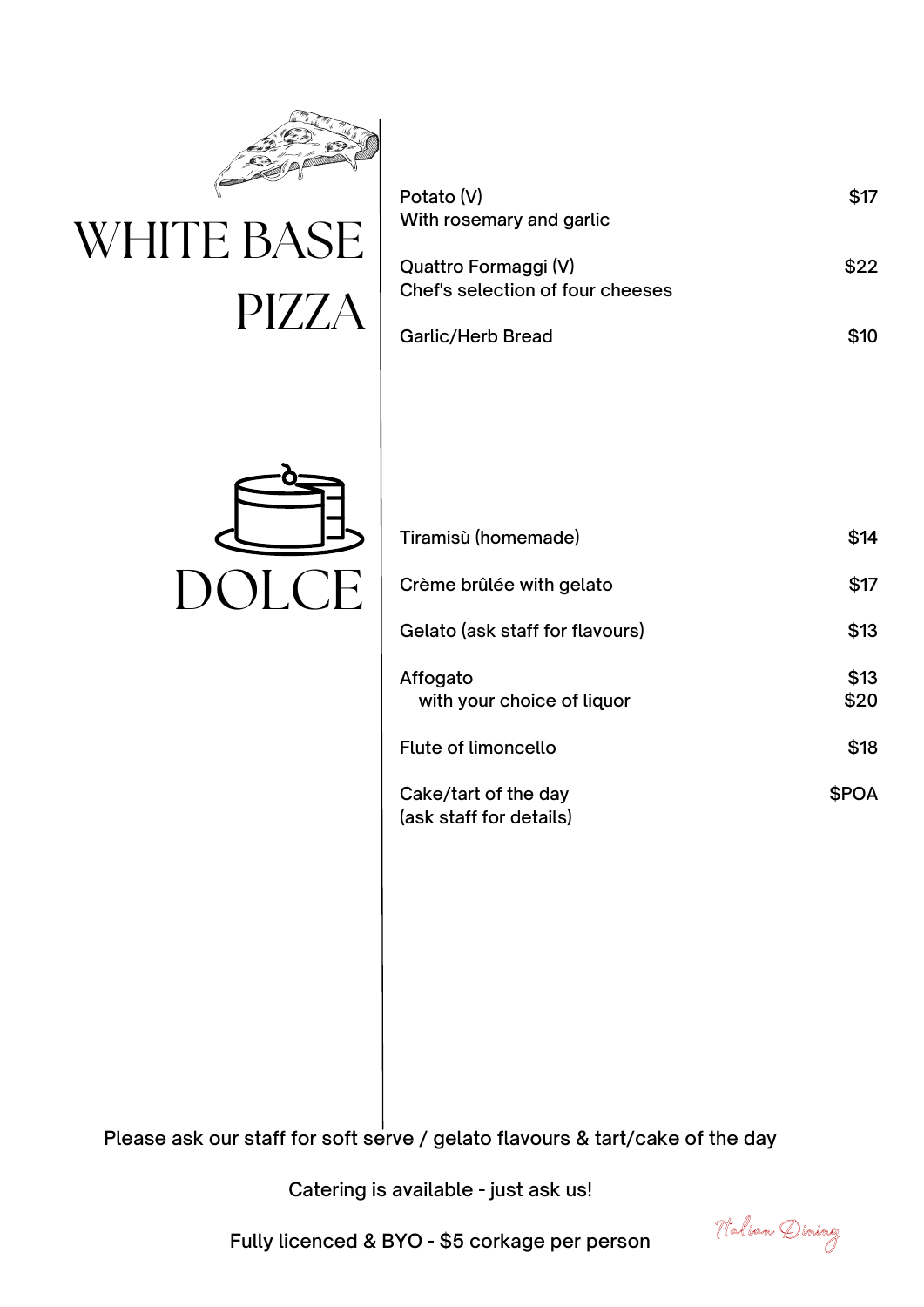# WHITE BASE PIZZA

| | |
|---|---|
| Potato (V)<br>With rosemary and garlic | $17 |
| Quattro Formaggi (V)<br>Chef's selection of four cheeses | $22 |
| Garlic/Herb Bread | $10 |

# DOLCE

| | |
|---|---|
| Tiramisù (homemade) | $14 |
| Crème brûlée with gelato | $17 |
| Gelato (ask staff for flavours) | $13 |
| Affogato | $13 |
| with your choice of liquor | $20 |
| Flute of limoncello | $18 |
| Cake/tart of the day<br>(ask staff for details) | $POA |

Please ask our staff for soft serve / gelato flavours & tart/cake of the day

Catering is available - just ask us!

Fully licenced & BYO - $5 corkage per person

Italian Dining